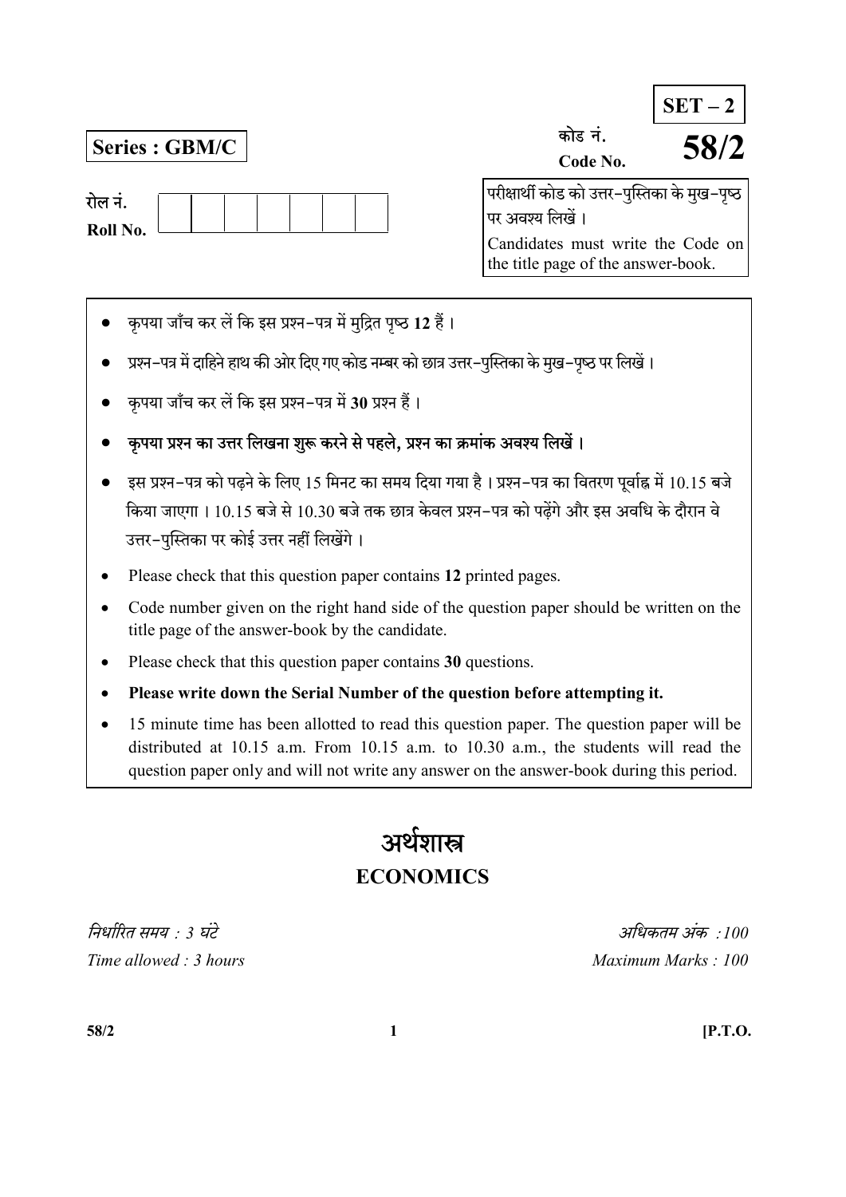**SET – 2**

**Series : GBM/C**

कोड नं.
Code No. **58/2**

रोल नं.
**Roll No.** | | | | | | | |

परीक्षार्थी कोड को उत्तर-पुस्तिका के मुख-पृष्ठ पर अवश्य लिखें।
Candidates must write the Code on the title page of the answer-book.

- कृपया जाँच कर लें कि इस प्रश्न-पत्र में मुद्रित पृष्ठ **12** हैं।
- प्रश्न-पत्र में दाहिने हाथ की ओर दिए गए कोड नम्बर को छात्र उत्तर-पुस्तिका के मुख-पृष्ठ पर लिखें।
- कृपया जाँच कर लें कि इस प्रश्न-पत्र में **30** प्रश्न हैं।
- **कृपया प्रश्न का उत्तर लिखना शुरू करने से पहले, प्रश्न का क्रमांक अवश्य लिखें।**
- इस प्रश्न-पत्र को पढ़ने के लिए 15 मिनट का समय दिया गया है। प्रश्न-पत्र का वितरण पूर्वाह्न में 10.15 बजे किया जाएगा। 10.15 बजे से 10.30 बजे तक छात्र केवल प्रश्न-पत्र को पढ़ेंगे और इस अवधि के दौरान वे उत्तर-पुस्तिका पर कोई उत्तर नहीं लिखेंगे।

- Please check that this question paper contains **12** printed pages.
- Code number given on the right hand side of the question paper should be written on the title page of the answer-book by the candidate.
- Please check that this question paper contains **30** questions.
- **Please write down the Serial Number of the question before attempting it.**
- 15 minute time has been allotted to read this question paper. The question paper will be distributed at 10.15 a.m. From 10.15 a.m. to 10.30 a.m., the students will read the question paper only and will not write any answer on the answer-book during this period.

# अर्थशास्त्र
# ECONOMICS

*निर्धारित समय : 3 घंटे* *अधिकतम अंक : 100*

*Time allowed : 3 hours* *Maximum Marks : 100*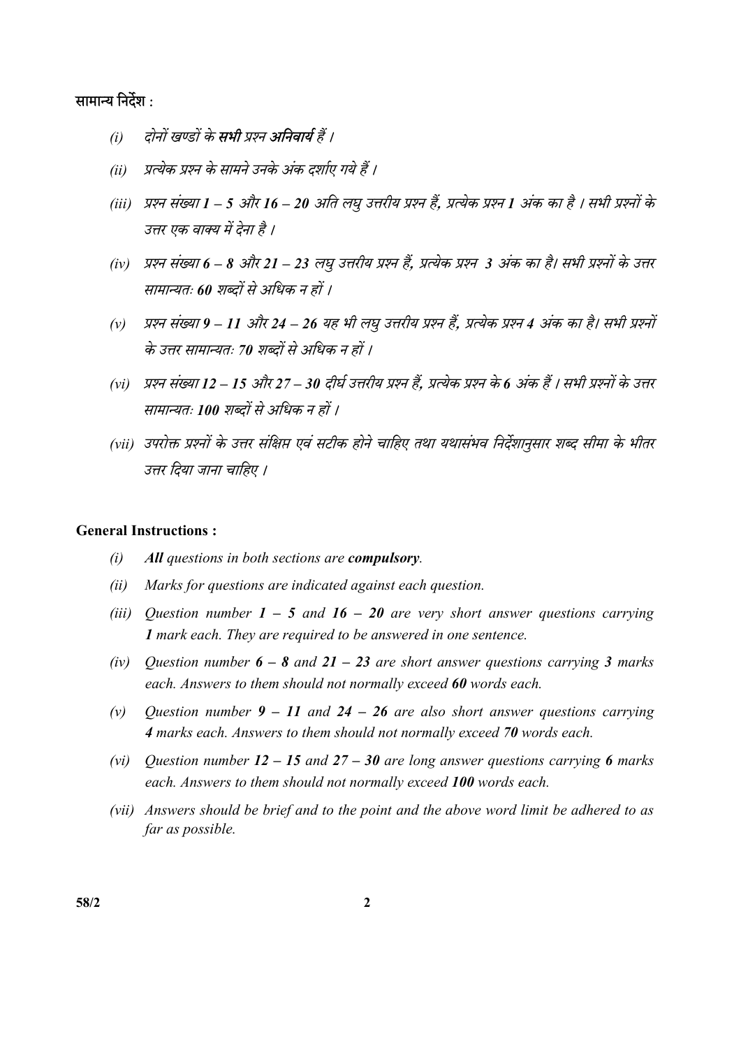**सामान्य निर्देश :**

*(i)* *दोनों खण्डों के **सभी** प्रश्न **अनिवार्य** हैं ।*

*(ii)* *प्रत्येक प्रश्न के सामने उनके अंक दर्शाए गये हैं ।*

*(iii)* *प्रश्न संख्या **1 – 5** और **16 – 20** अति लघु उत्तरीय प्रश्न हैं, प्रत्येक प्रश्न **1** अंक का है । सभी प्रश्नों के उत्तर एक वाक्य में देना है ।*

*(iv)* *प्रश्न संख्या **6 – 8** और **21 – 23** लघु उत्तरीय प्रश्न हैं, प्रत्येक प्रश्न **3** अंक का है। सभी प्रश्नों के उत्तर सामान्यतः **60** शब्दों से अधिक न हों ।*

*(v)* *प्रश्न संख्या **9 – 11** और **24 – 26** यह भी लघु उत्तरीय प्रश्न हैं, प्रत्येक प्रश्न **4** अंक का है। सभी प्रश्नों के उत्तर सामान्यतः **70** शब्दों से अधिक न हों ।*

*(vi)* *प्रश्न संख्या **12 – 15** और **27 – 30** दीर्घ उत्तरीय प्रश्न हैं, प्रत्येक प्रश्न के **6** अंक हैं । सभी प्रश्नों के उत्तर सामान्यतः **100** शब्दों से अधिक न हों ।*

*(vii)* *उपरोक्त प्रश्नों के उत्तर संक्षिप्त एवं सटीक होने चाहिए तथा यथासंभव निर्देशानुसार शब्द सीमा के भीतर उत्तर दिया जाना चाहिए ।*

**General Instructions :**

*(i)* ***All** questions in both sections are **compulsory**.*

*(ii)* *Marks for questions are indicated against each question.*

*(iii)* *Question number **1 – 5** and **16 – 20** are very short answer questions carrying **1** mark each. They are required to be answered in one sentence.*

*(iv)* *Question number **6 – 8** and **21 – 23** are short answer questions carrying **3** marks each. Answers to them should not normally exceed **60** words each.*

*(v)* *Question number **9 – 11** and **24 – 26** are also short answer questions carrying **4** marks each. Answers to them should not normally exceed **70** words each.*

*(vi)* *Question number **12 – 15** and **27 – 30** are long answer questions carrying **6** marks each. Answers to them should not normally exceed **100** words each.*

*(vii)* *Answers should be brief and to the point and the above word limit be adhered to as far as possible.*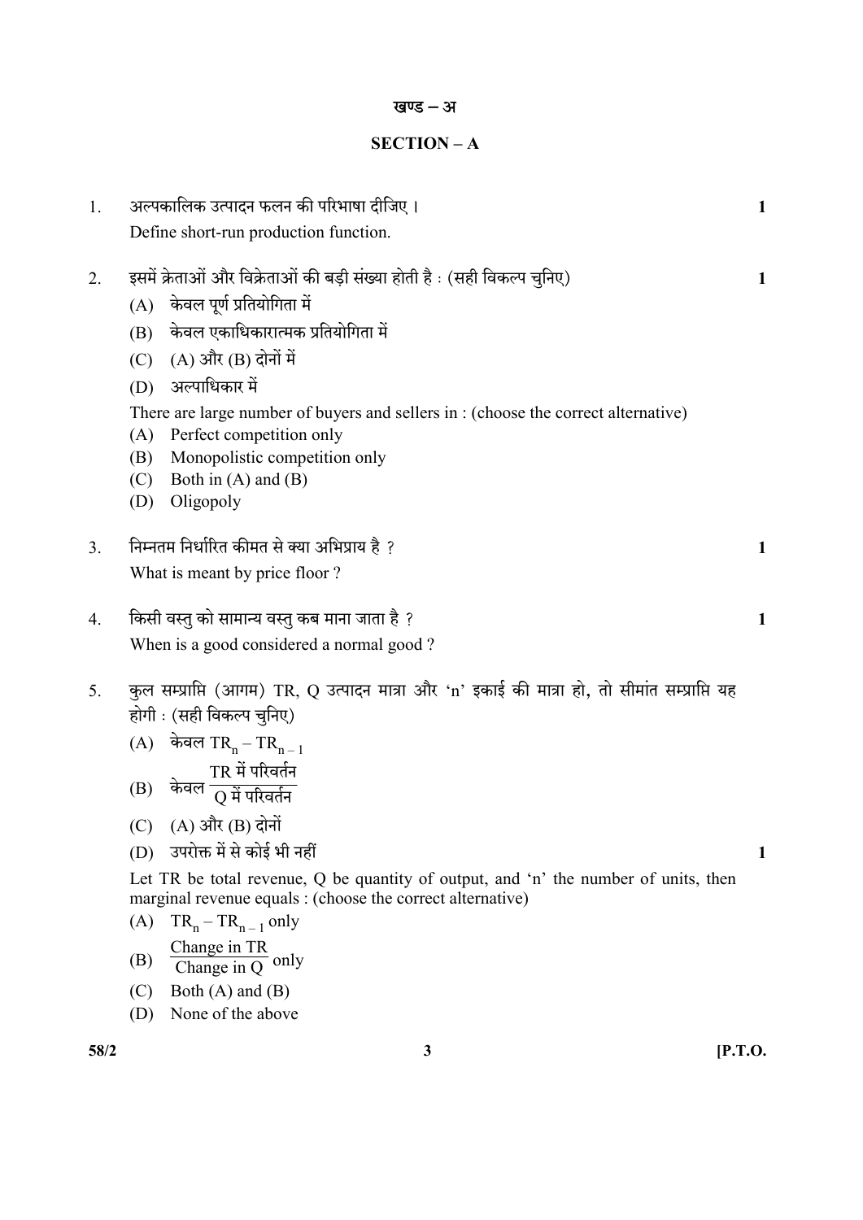## खण्ड – अ

## SECTION – A

1. अल्पकालिक उत्पादन फलन की परिभाषा दीजिए। **1**

   Define short-run production function.

2. इसमें क्रेताओं और विक्रेताओं की बड़ी संख्या होती है : (सही विकल्प चुनिए) **1**

   (A) केवल पूर्ण प्रतियोगिता में

   (B) केवल एकाधिकारात्मक प्रतियोगिता में

   (C) (A) और (B) दोनों में

   (D) अल्पाधिकार में

   There are large number of buyers and sellers in : (choose the correct alternative)

   (A) Perfect competition only

   (B) Monopolistic competition only

   (C) Both in (A) and (B)

   (D) Oligopoly

3. निम्नतम निर्धारित कीमत से क्या अभिप्राय है ? **1**

   What is meant by price floor ?

4. किसी वस्तु को सामान्य वस्तु कब माना जाता है ? **1**

   When is a good considered a normal good ?

5. कुल सम्प्राप्ति (आगम) TR, Q उत्पादन मात्रा और 'n' इकाई की मात्रा हो, तो सीमांत सम्प्राप्ति यह होगी : (सही विकल्प चुनिए)

   (A) केवल $TR_n - TR_{n-1}$

   (B) केवल $\frac{\text{TR में परिवर्तन}}{\text{Q में परिवर्तन}}$

   (C) (A) और (B) दोनों

   (D) उपरोक्त में से कोई भी नहीं **1**

   Let TR be total revenue, Q be quantity of output, and 'n' the number of units, then marginal revenue equals : (choose the correct alternative)

   (A) $TR_n - TR_{n-1}$ only

   (B) $\frac{\text{Change in TR}}{\text{Change in Q}}$ only

   (C) Both (A) and (B)

   (D) None of the above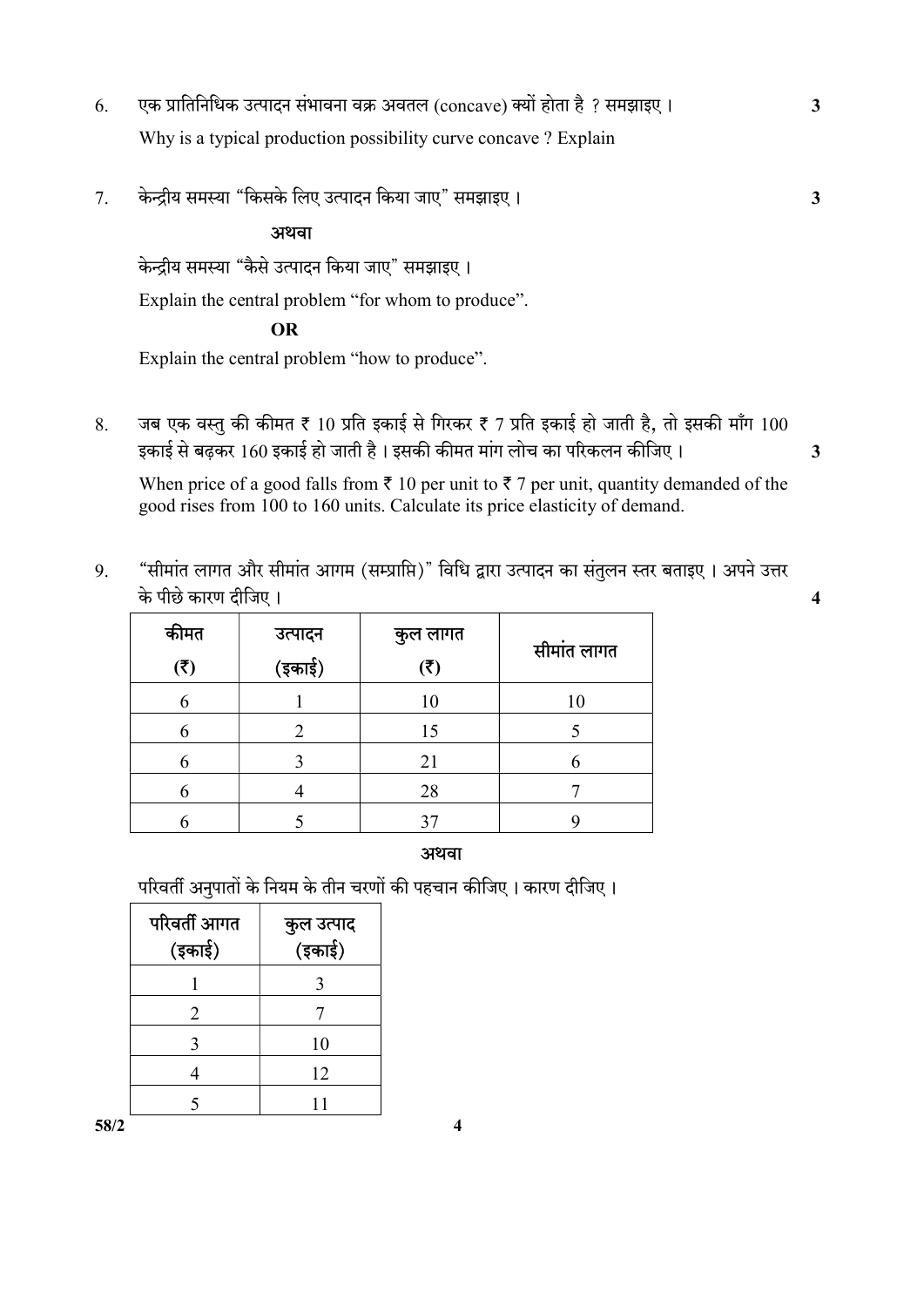6. एक प्रातिनिधिक उत्पादन संभावना वक्र अवतल (concave) क्यों होता है ? समझाइए । **3**

   Why is a typical production possibility curve concave ? Explain

7. केन्द्रीय समस्या "किसके लिए उत्पादन किया जाए" समझाइए । **3**

   **अथवा**

   केन्द्रीय समस्या "कैसे उत्पादन किया जाए" समझाइए ।

   Explain the central problem "for whom to produce".

   **OR**

   Explain the central problem "how to produce".

8. जब एक वस्तु की कीमत ₹ 10 प्रति इकाई से गिरकर ₹ 7 प्रति इकाई हो जाती है, तो इसकी माँग 100 इकाई से बढ़कर 160 इकाई हो जाती है । इसकी कीमत मांग लोच का परिकलन कीजिए । **3**

   When price of a good falls from ₹ 10 per unit to ₹ 7 per unit, quantity demanded of the good rises from 100 to 160 units. Calculate its price elasticity of demand.

9. "सीमांत लागत और सीमांत आगम (सम्प्राप्ति)" विधि द्वारा उत्पादन का संतुलन स्तर बताइए । अपने उत्तर के पीछे कारण दीजिए । **4**

| कीमत (₹) | उत्पादन (इकाई) | कुल लागत (₹) | सीमांत लागत |
|---|---|---|---|
| 6 | 1 | 10 | 10 |
| 6 | 2 | 15 | 5 |
| 6 | 3 | 21 | 6 |
| 6 | 4 | 28 | 7 |
| 6 | 5 | 37 | 9 |

**अथवा**

परिवर्ती अनुपातों के नियम के तीन चरणों की पहचान कीजिए । कारण दीजिए ।

| परिवर्ती आगत (इकाई) | कुल उत्पाद (इकाई) |
|---|---|
| 1 | 3 |
| 2 | 7 |
| 3 | 10 |
| 4 | 12 |
| 5 | 11 |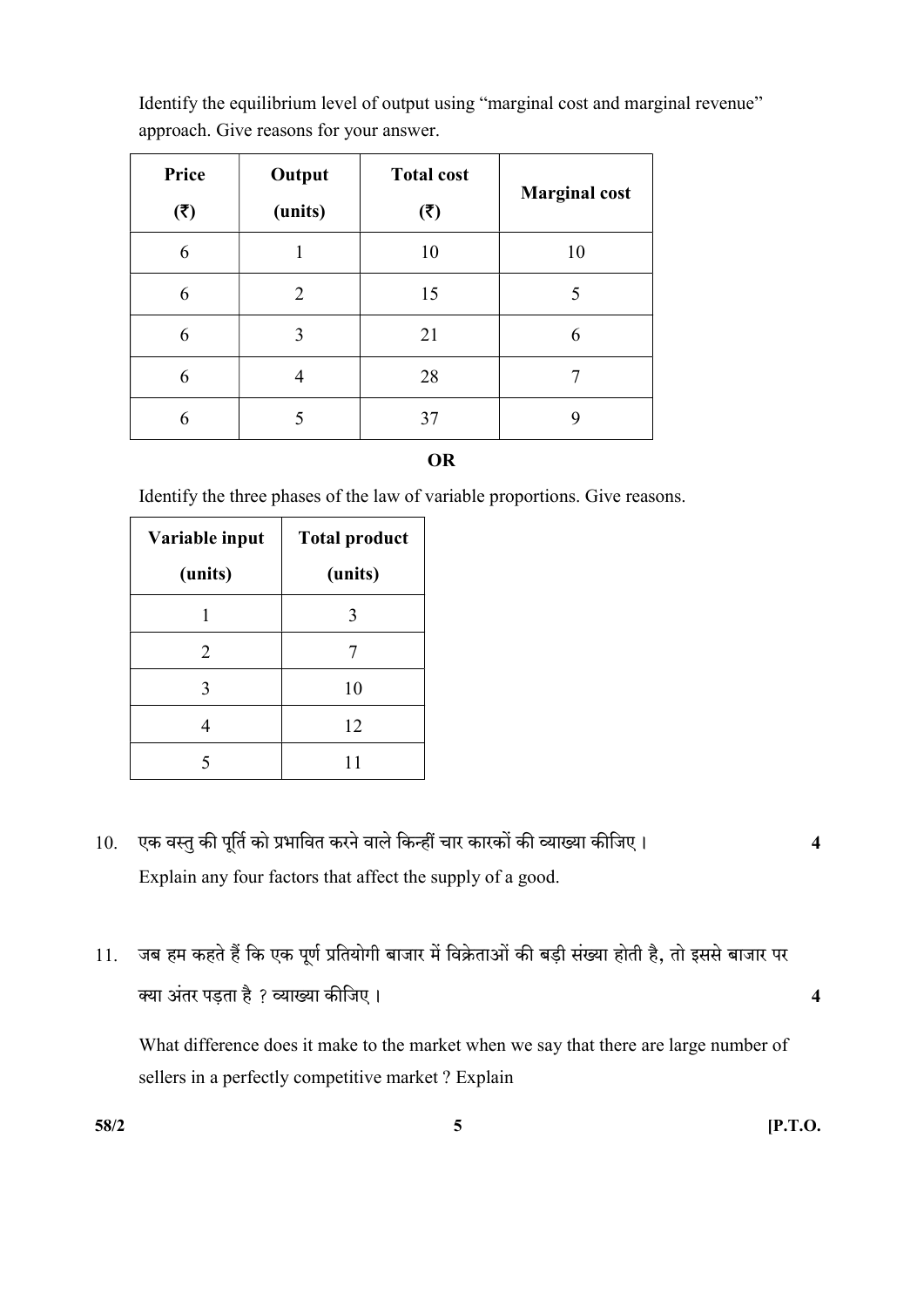Identify the equilibrium level of output using "marginal cost and marginal revenue" approach. Give reasons for your answer.

| Price (₹) | Output (units) | Total cost (₹) | Marginal cost |
|---|---|---|---|
| 6 | 1 | 10 | 10 |
| 6 | 2 | 15 | 5 |
| 6 | 3 | 21 | 6 |
| 6 | 4 | 28 | 7 |
| 6 | 5 | 37 | 9 |

**OR**

Identify the three phases of the law of variable proportions. Give reasons.

| Variable input (units) | Total product (units) |
|---|---|
| 1 | 3 |
| 2 | 7 |
| 3 | 10 |
| 4 | 12 |
| 5 | 11 |

10. एक वस्तु की पूर्ति को प्रभावित करने वाले किन्हीं चार कारकों की व्याख्या कीजिए। **4**

Explain any four factors that affect the supply of a good.

11. जब हम कहते हैं कि एक पूर्ण प्रतियोगी बाजार में विक्रेताओं की बड़ी संख्या होती है, तो इससे बाजार पर क्या अंतर पड़ता है ? व्याख्या कीजिए। **4**

What difference does it make to the market when we say that there are large number of sellers in a perfectly competitive market ? Explain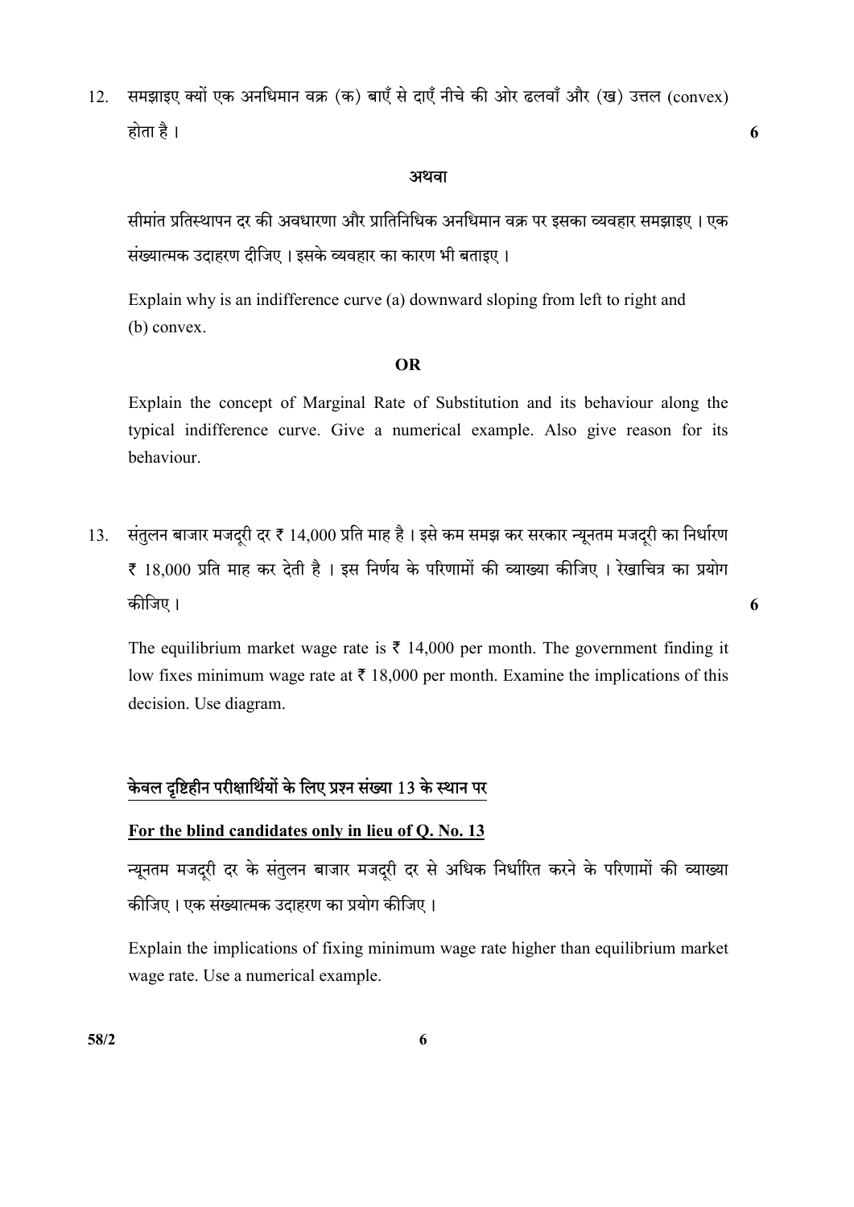12. समझाइए क्यों एक अनधिमान वक्र (क) बाएँ से दाएँ नीचे की ओर ढलवाँ और (ख) उत्तल (convex) होता है। **6**

**अथवा**

सीमांत प्रतिस्थापन दर की अवधारणा और प्रातिनिधिक अनधिमान वक्र पर इसका व्यवहार समझाइए। एक संख्यात्मक उदाहरण दीजिए। इसके व्यवहार का कारण भी बताइए।

Explain why is an indifference curve (a) downward sloping from left to right and (b) convex.

**OR**

Explain the concept of Marginal Rate of Substitution and its behaviour along the typical indifference curve. Give a numerical example. Also give reason for its behaviour.

13. संतुलन बाजार मजदूरी दर ₹ 14,000 प्रति माह है। इसे कम समझ कर सरकार न्यूनतम मजदूरी का निर्धारण ₹ 18,000 प्रति माह कर देती है। इस निर्णय के परिणामों की व्याख्या कीजिए। रेखाचित्र का प्रयोग कीजिए। **6**

The equilibrium market wage rate is ₹ 14,000 per month. The government finding it low fixes minimum wage rate at ₹ 18,000 per month. Examine the implications of this decision. Use diagram.

**केवल दृष्टिहीन परीक्षार्थियों के लिए प्रश्न संख्या 13 के स्थान पर**

**For the blind candidates only in lieu of Q. No. 13**

न्यूनतम मजदूरी दर के संतुलन बाजार मजदूरी दर से अधिक निर्धारित करने के परिणामों की व्याख्या कीजिए। एक संख्यात्मक उदाहरण का प्रयोग कीजिए।

Explain the implications of fixing minimum wage rate higher than equilibrium market wage rate. Use a numerical example.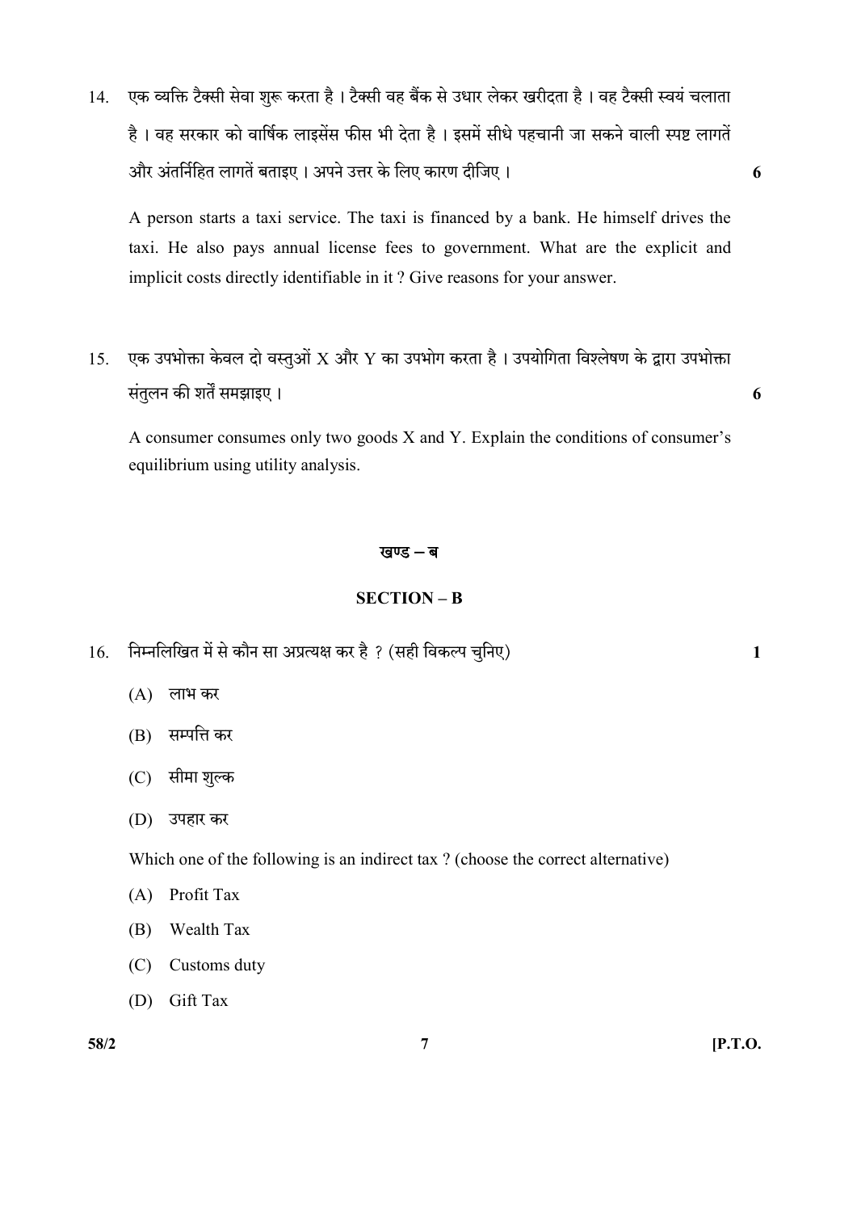14. एक व्यक्ति टैक्सी सेवा शुरू करता है । टैक्सी वह बैंक से उधार लेकर खरीदता है । वह टैक्सी स्वयं चलाता है । वह सरकार को वार्षिक लाइसेंस फीस भी देता है । इसमें सीधे पहचानी जा सकने वाली स्पष्ट लागतें और अंतर्निहित लागतें बताइए । अपने उत्तर के लिए कारण दीजिए । **6**

    A person starts a taxi service. The taxi is financed by a bank. He himself drives the taxi. He also pays annual license fees to government. What are the explicit and implicit costs directly identifiable in it ? Give reasons for your answer.

15. एक उपभोक्ता केवल दो वस्तुओं X और Y का उपभोग करता है । उपयोगिता विश्लेषण के द्वारा उपभोक्ता संतुलन की शर्तें समझाइए । **6**

    A consumer consumes only two goods X and Y. Explain the conditions of consumer's equilibrium using utility analysis.

## खण्ड – ब

## SECTION – B

16. निम्नलिखित में से कौन सा अप्रत्यक्ष कर है ? (सही विकल्प चुनिए) **1**

    (A) लाभ कर

    (B) सम्पत्ति कर

    (C) सीमा शुल्क

    (D) उपहार कर

    Which one of the following is an indirect tax ? (choose the correct alternative)

    (A) Profit Tax

    (B) Wealth Tax

    (C) Customs duty

    (D) Gift Tax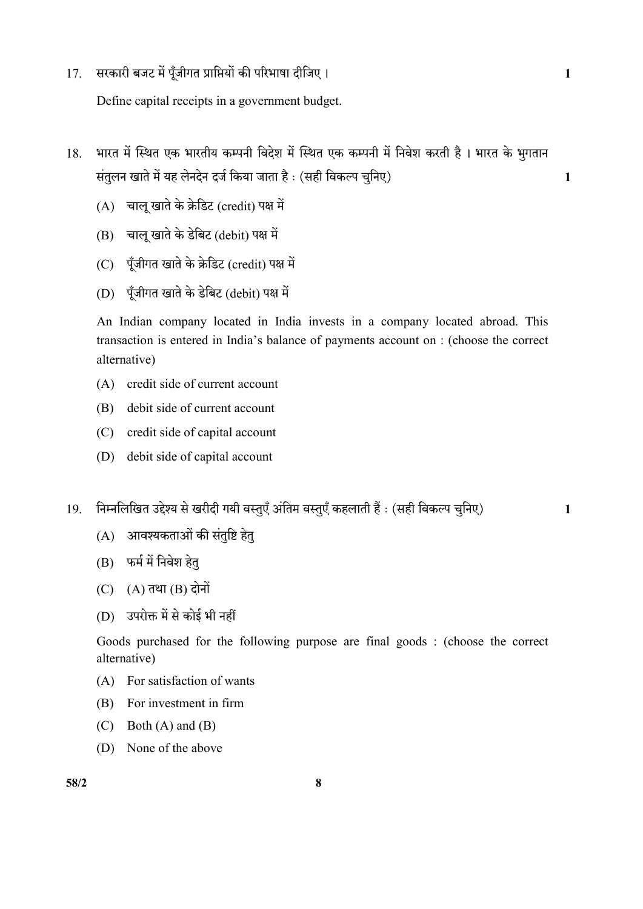17. सरकारी बजट में पूँजीगत प्राप्तियों की परिभाषा दीजिए । **1**

Define capital receipts in a government budget.

18. भारत में स्थित एक भारतीय कम्पनी विदेश में स्थित एक कम्पनी में निवेश करती है । भारत के भुगतान संतुलन खाते में यह लेनदेन दर्ज किया जाता है : (सही विकल्प चुनिए) **1**

(A) चालू खाते के क्रेडिट (credit) पक्ष में

(B) चालू खाते के डेबिट (debit) पक्ष में

(C) पूँजीगत खाते के क्रेडिट (credit) पक्ष में

(D) पूँजीगत खाते के डेबिट (debit) पक्ष में

An Indian company located in India invests in a company located abroad. This transaction is entered in India's balance of payments account on : (choose the correct alternative)

(A) credit side of current account

(B) debit side of current account

(C) credit side of capital account

(D) debit side of capital account

19. निम्नलिखित उद्देश्य से खरीदी गयी वस्तुएँ अंतिम वस्तुएँ कहलाती हैं : (सही विकल्प चुनिए) **1**

(A) आवश्यकताओं की संतुष्टि हेतु

(B) फर्म में निवेश हेतु

(C) (A) तथा (B) दोनों

(D) उपरोक्त में से कोई भी नहीं

Goods purchased for the following purpose are final goods : (choose the correct alternative)

(A) For satisfaction of wants

(B) For investment in firm

(C) Both (A) and (B)

(D) None of the above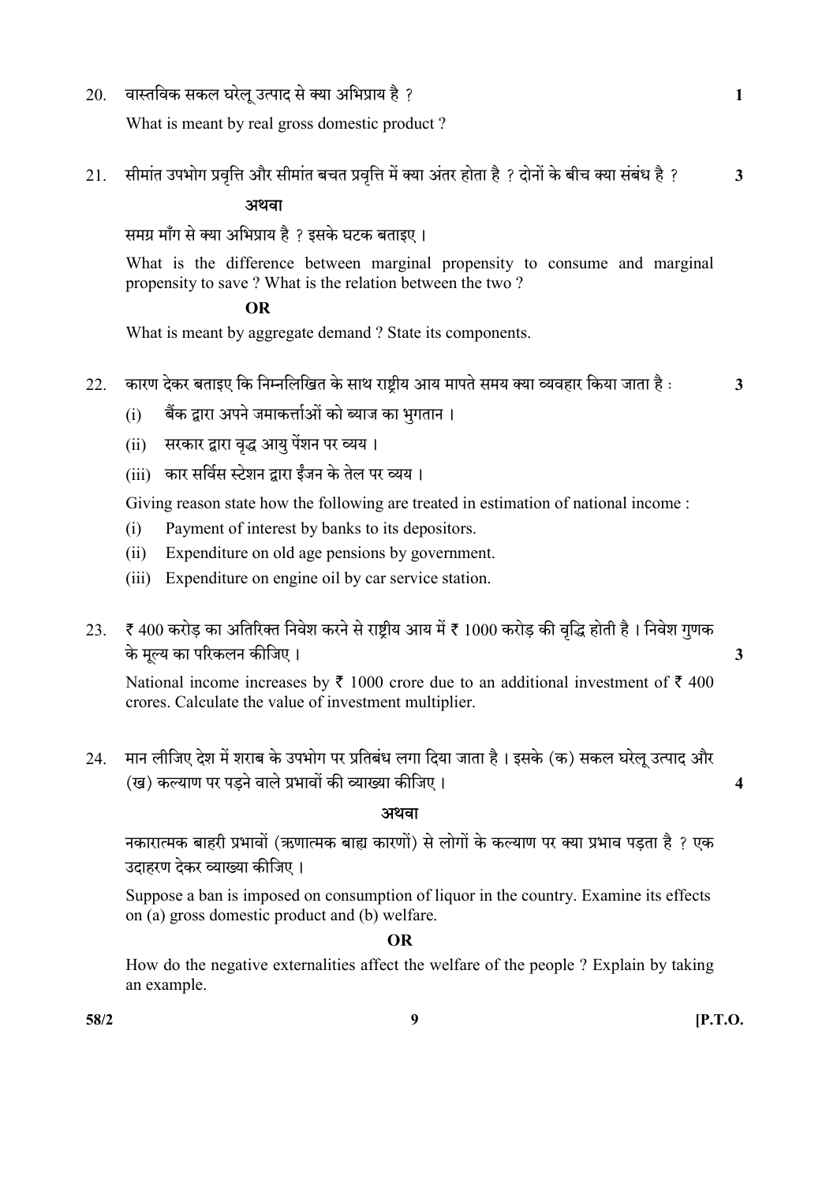20. वास्तविक सकल घरेलू उत्पाद से क्या अभिप्राय है ? **1**

What is meant by real gross domestic product ?

21. सीमांत उपभोग प्रवृत्ति और सीमांत बचत प्रवृत्ति में क्या अंतर होता है ? दोनों के बीच क्या संबंध है ? **3**

**अथवा**

समग्र माँग से क्या अभिप्राय है ? इसके घटक बताइए ।

What is the difference between marginal propensity to consume and marginal propensity to save ? What is the relation between the two ?

**OR**

What is meant by aggregate demand ? State its components.

22. कारण देकर बताइए कि निम्नलिखित के साथ राष्ट्रीय आय मापते समय क्या व्यवहार किया जाता है : **3**

(i) बैंक द्वारा अपने जमाकर्त्ताओं को ब्याज का भुगतान ।

(ii) सरकार द्वारा वृद्ध आयु पेंशन पर व्यय ।

(iii) कार सर्विस स्टेशन द्वारा ईंजन के तेल पर व्यय ।

Giving reason state how the following are treated in estimation of national income :

(i) Payment of interest by banks to its depositors.

(ii) Expenditure on old age pensions by government.

(iii) Expenditure on engine oil by car service station.

23. ₹ 400 करोड़ का अतिरिक्त निवेश करने से राष्ट्रीय आय में ₹ 1000 करोड़ की वृद्धि होती है । निवेश गुणक के मूल्य का परिकलन कीजिए । **3**

National income increases by ₹ 1000 crore due to an additional investment of ₹ 400 crores. Calculate the value of investment multiplier.

24. मान लीजिए देश में शराब के उपभोग पर प्रतिबंध लगा दिया जाता है । इसके (क) सकल घरेलू उत्पाद और (ख) कल्याण पर पड़ने वाले प्रभावों की व्याख्या कीजिए । **4**

**अथवा**

नकारात्मक बाहरी प्रभावों (ऋणात्मक बाह्य कारणों) से लोगों के कल्याण पर क्या प्रभाव पड़ता है ? एक उदाहरण देकर व्याख्या कीजिए ।

Suppose a ban is imposed on consumption of liquor in the country. Examine its effects on (a) gross domestic product and (b) welfare.

**OR**

How do the negative externalities affect the welfare of the people ? Explain by taking an example.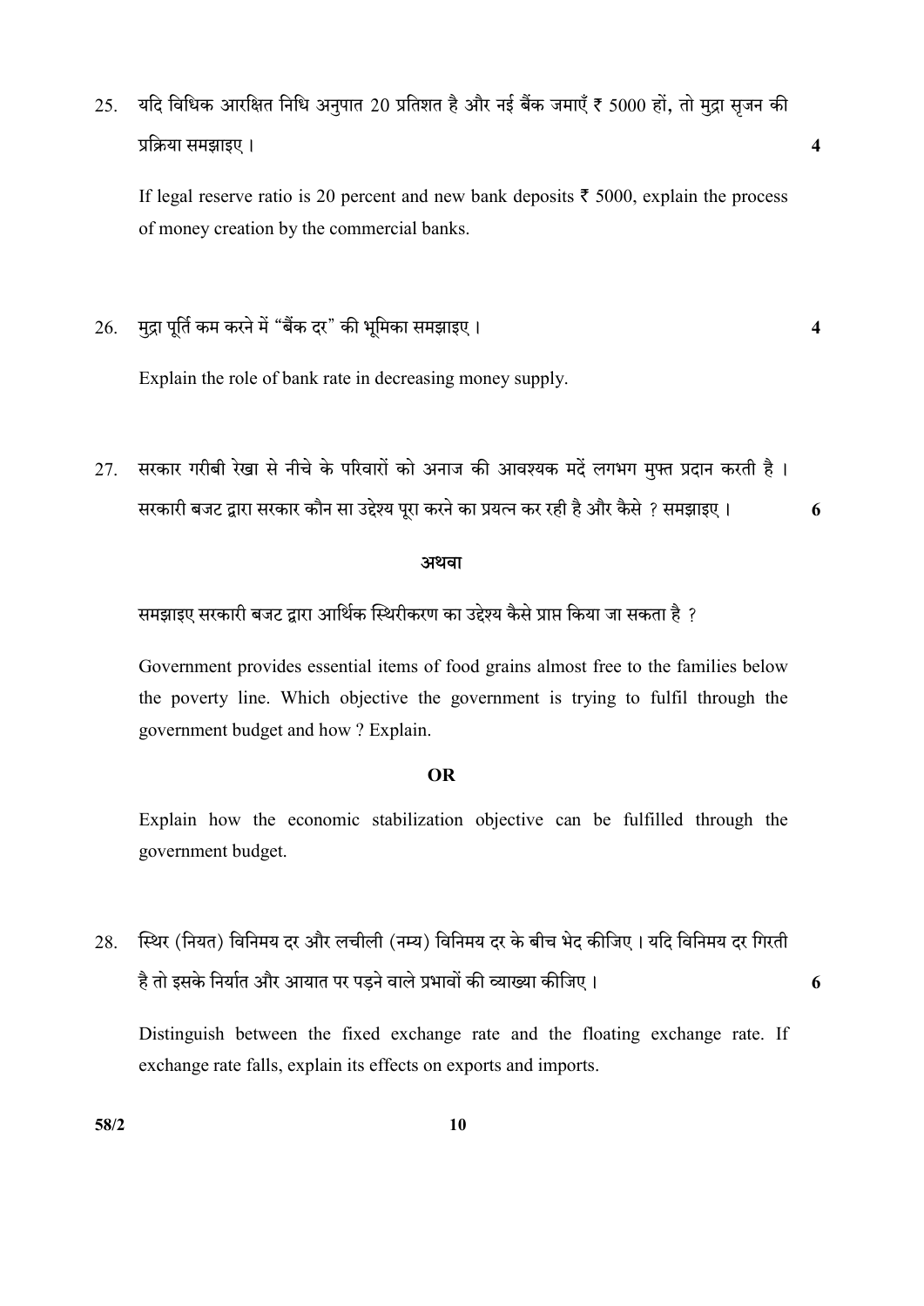25. यदि विधिक आरक्षित निधि अनुपात 20 प्रतिशत है और नई बैंक जमाएँ ₹ 5000 हों, तो मुद्रा सृजन की प्रक्रिया समझाइए। **4**

    If legal reserve ratio is 20 percent and new bank deposits ₹ 5000, explain the process of money creation by the commercial banks.

26. मुद्रा पूर्ति कम करने में "बैंक दर" की भूमिका समझाइए। **4**

    Explain the role of bank rate in decreasing money supply.

27. सरकार गरीबी रेखा से नीचे के परिवारों को अनाज की आवश्यक मदें लगभग मुफ्त प्रदान करती है। सरकारी बजट द्वारा सरकार कौन सा उद्देश्य पूरा करने का प्रयत्न कर रही है और कैसे ? समझाइए। **6**

    **अथवा**

    समझाइए सरकारी बजट द्वारा आर्थिक स्थिरीकरण का उद्देश्य कैसे प्राप्त किया जा सकता है ?

    Government provides essential items of food grains almost free to the families below the poverty line. Which objective the government is trying to fulfil through the government budget and how ? Explain.

    **OR**

    Explain how the economic stabilization objective can be fulfilled through the government budget.

28. स्थिर (नियत) विनिमय दर और लचीली (नम्य) विनिमय दर के बीच भेद कीजिए। यदि विनिमय दर गिरती है तो इसके निर्यात और आयात पर पड़ने वाले प्रभावों की व्याख्या कीजिए। **6**

    Distinguish between the fixed exchange rate and the floating exchange rate. If exchange rate falls, explain its effects on exports and imports.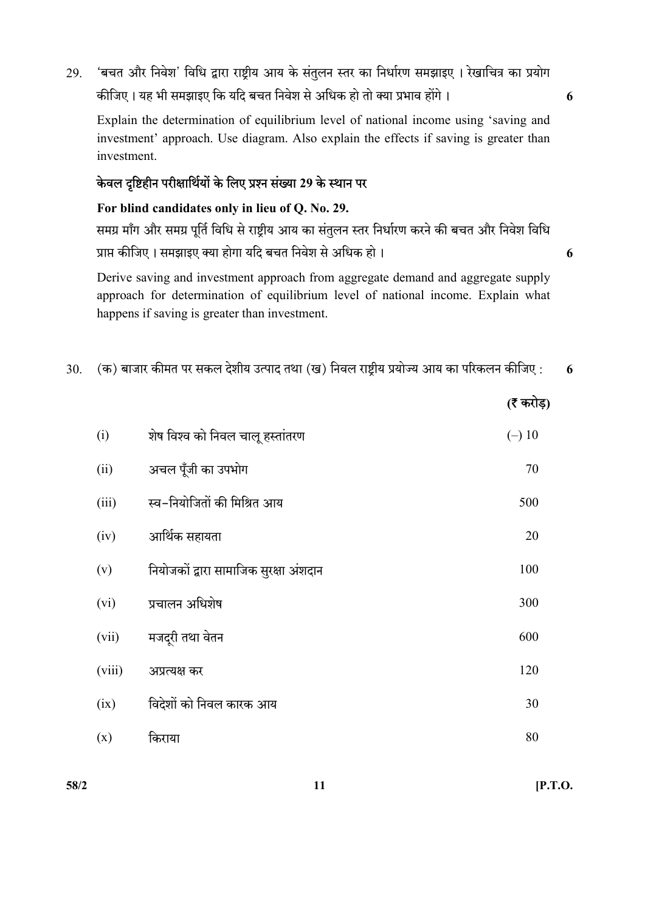29. 'बचत और निवेश' विधि द्वारा राष्ट्रीय आय के संतुलन स्तर का निर्धारण समझाइए । रेखाचित्र का प्रयोग कीजिए । यह भी समझाइए कि यदि बचत निवेश से अधिक हो तो क्या प्रभाव होंगे । **6**

Explain the determination of equilibrium level of national income using 'saving and investment' approach. Use diagram. Also explain the effects if saving is greater than investment.

**केवल दृष्टिहीन परीक्षार्थियों के लिए प्रश्न संख्या 29 के स्थान पर**

**For blind candidates only in lieu of Q. No. 29.**

समग्र माँग और समग्र पूर्ति विधि से राष्ट्रीय आय का संतुलन स्तर निर्धारण करने की बचत और निवेश विधि प्राप्त कीजिए । समझाइए क्या होगा यदि बचत निवेश से अधिक हो । **6**

Derive saving and investment approach from aggregate demand and aggregate supply approach for determination of equilibrium level of national income. Explain what happens if saving is greater than investment.

30. (क) बाजार कीमत पर सकल देशीय उत्पाद तथा (ख) निवल राष्ट्रीय प्रयोज्य आय का परिकलन कीजिए : **6**

| | | **(₹ करोड़)** |
|---|---|---|
| (i) | शेष विश्व को निवल चालू हस्तांतरण | (–) 10 |
| (ii) | अचल पूँजी का उपभोग | 70 |
| (iii) | स्व-नियोजितों की मिश्रित आय | 500 |
| (iv) | आर्थिक सहायता | 20 |
| (v) | नियोजकों द्वारा सामाजिक सुरक्षा अंशदान | 100 |
| (vi) | प्रचालन अधिशेष | 300 |
| (vii) | मजदूरी तथा वेतन | 600 |
| (viii) | अप्रत्यक्ष कर | 120 |
| (ix) | विदेशों को निवल कारक आय | 30 |
| (x) | किराया | 80 |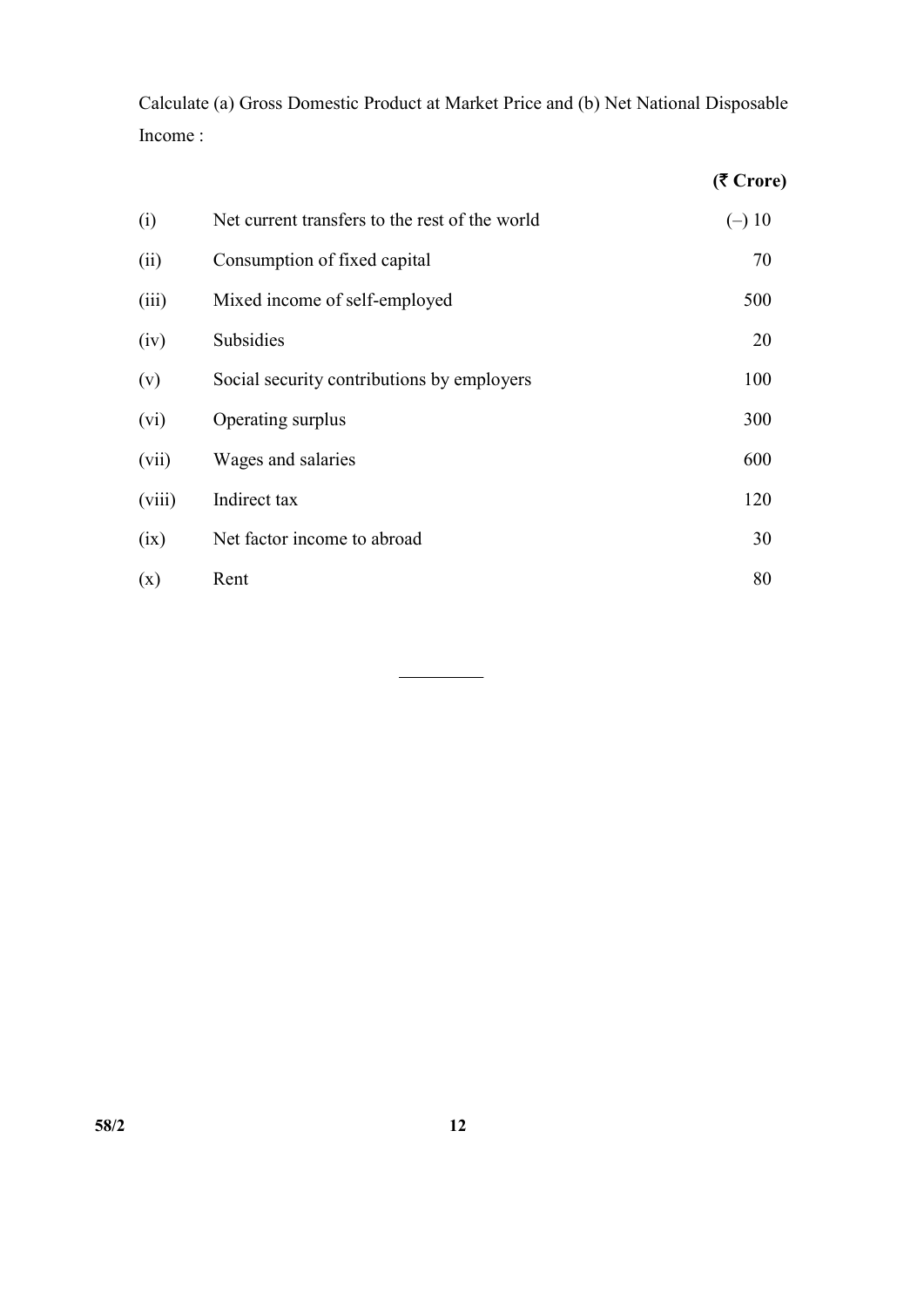Calculate (a) Gross Domestic Product at Market Price and (b) Net National Disposable Income :

| | | (₹ Crore) |
|---|---|---|
| (i) | Net current transfers to the rest of the world | (–) 10 |
| (ii) | Consumption of fixed capital | 70 |
| (iii) | Mixed income of self-employed | 500 |
| (iv) | Subsidies | 20 |
| (v) | Social security contributions by employers | 100 |
| (vi) | Operating surplus | 300 |
| (vii) | Wages and salaries | 600 |
| (viii) | Indirect tax | 120 |
| (ix) | Net factor income to abroad | 30 |
| (x) | Rent | 80 |